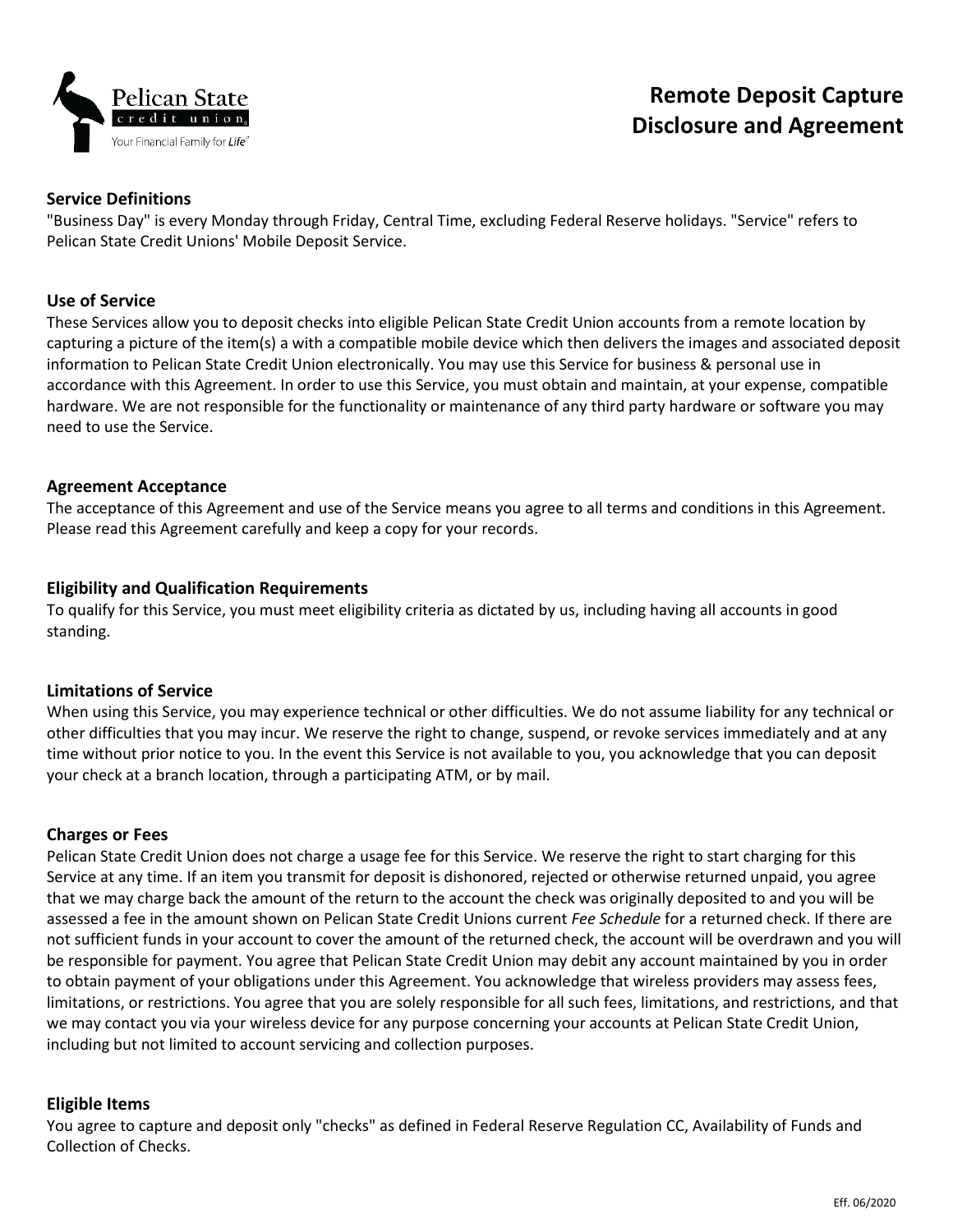# Remote Deposit Capture Disclosure and Agreement

### Service Definitions

"Business Day" is every Monday through Friday, Central Time, excluding Federal Reserve holidays. "Service" refers to Pelican State Credit Unions' Mobile Deposit Service.

### Use of Service

These Services allow you to deposit checks into eligible Pelican State Credit Union accounts from a remote location by capturing a picture of the item(s) a with a compatible mobile device which then delivers the images and associated deposit information to Pelican State Credit Union electronically. You may use this Service for business & personal use in accordance with this Agreement. In order to use this Service, you must obtain and maintain, at your expense, compatible hardware. We are not responsible for the functionality or maintenance of any third party hardware or software you may need to use the Service.

### Agreement Acceptance

The acceptance of this Agreement and use of the Service means you agree to all terms and conditions in this Agreement. Please read this Agreement carefully and keep a copy for your records.

### Eligibility and Qualification Requirements

To qualify for this Service, you must meet eligibility criteria as dictated by us, including having all accounts in good standing.

### Limitations of Service

When using this Service, you may experience technical or other difficulties. We do not assume liability for any technical or other difficulties that you may incur. We reserve the right to change, suspend, or revoke services immediately and at any time without prior notice to you. In the event this Service is not available to you, you acknowledge that you can deposit your check at a branch location, through a participating ATM, or by mail.

### Charges or Fees

Pelican State Credit Union does not charge a usage fee for this Service. We reserve the right to start charging for this Service at any time. If an item you transmit for deposit is dishonored, rejected or otherwise returned unpaid, you agree that we may charge back the amount of the return to the account the check was originally deposited to and you will be assessed a fee in the amount shown on Pelican State Credit Unions current *Fee Schedule* for a returned check. If there are not sufficient funds in your account to cover the amount of the returned check, the account will be overdrawn and you will be responsible for payment. You agree that Pelican State Credit Union may debit any account maintained by you in order to obtain payment of your obligations under this Agreement. You acknowledge that wireless providers may assess fees, limitations, or restrictions. You agree that you are solely responsible for all such fees, limitations, and restrictions, and that we may contact you via your wireless device for any purpose concerning your accounts at Pelican State Credit Union, including but not limited to account servicing and collection purposes.

### Eligible Items

You agree to capture and deposit only "checks" as defined in Federal Reserve Regulation CC, Availability of Funds and Collection of Checks.

Eff. 06/2020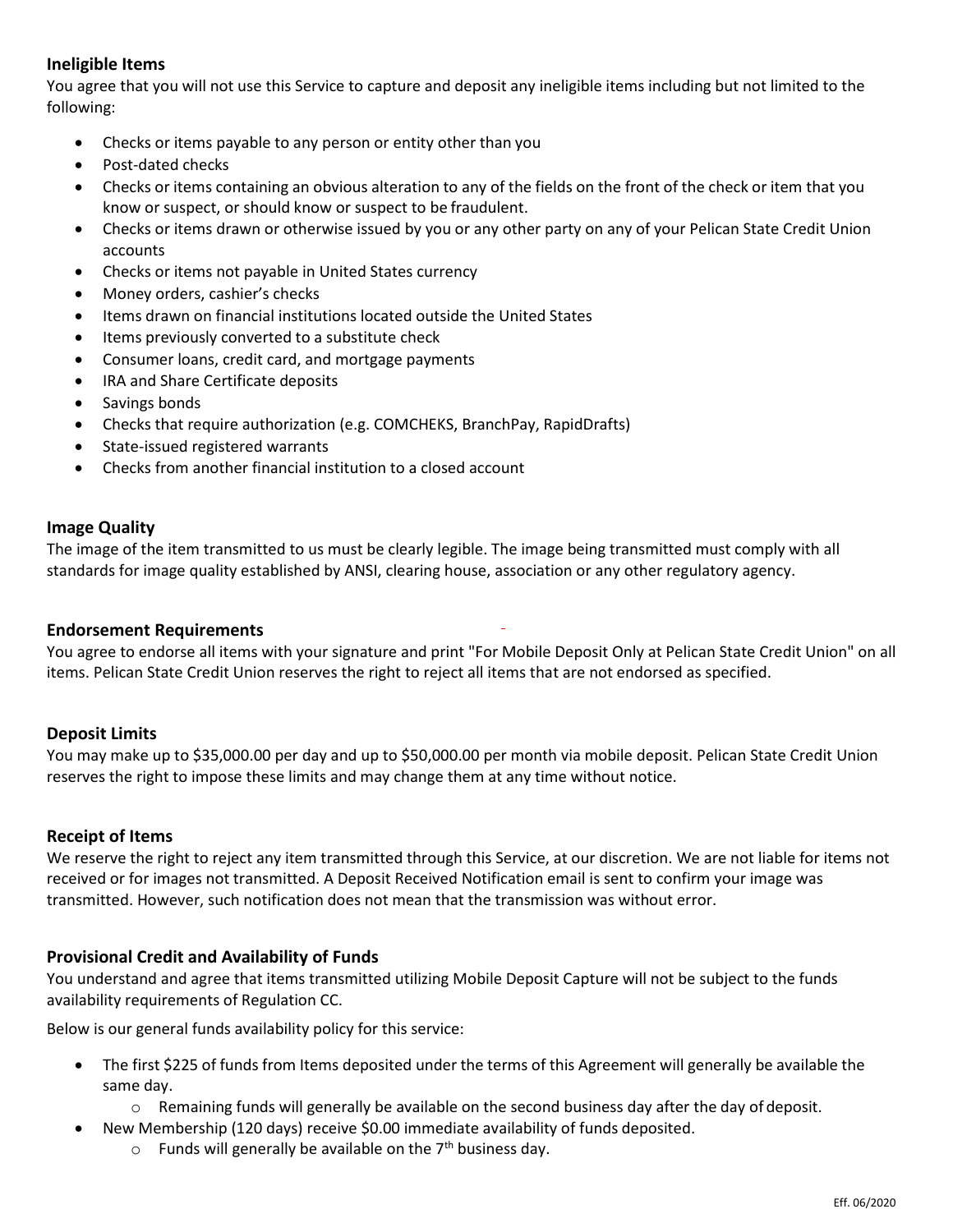### Ineligible Items

You agree that you will not use this Service to capture and deposit any ineligible items including but not limited to the following:

- Checks or items payable to any person or entity other than you
- Post-dated checks
- Checks or items containing an obvious alteration to any of the fields on the front of the check or item that you know or suspect, or should know or suspect to be fraudulent.
- Checks or items drawn or otherwise issued by you or any other party on any of your Pelican State Credit Union accounts
- Checks or items not payable in United States currency
- Money orders, cashier's checks
- Items drawn on financial institutions located outside the United States
- Items previously converted to a substitute check
- Consumer loans, credit card, and mortgage payments
- IRA and Share Certificate deposits
- Savings bonds
- Checks that require authorization (e.g. COMCHEKS, BranchPay, RapidDrafts)
- State-issued registered warrants
- Checks from another financial institution to a closed account

### Image Quality

The image of the item transmitted to us must be clearly legible. The image being transmitted must comply with all standards for image quality established by ANSI, clearing house, association or any other regulatory agency.

### Endorsement Requirements

You agree to endorse all items with your signature and print "For Mobile Deposit Only at Pelican State Credit Union" on all items. Pelican State Credit Union reserves the right to reject all items that are not endorsed as specified.

### Deposit Limits

You may make up to $35,000.00 per day and up to $50,000.00 per month via mobile deposit. Pelican State Credit Union reserves the right to impose these limits and may change them at any time without notice.

### Receipt of Items

We reserve the right to reject any item transmitted through this Service, at our discretion. We are not liable for items not received or for images not transmitted. A Deposit Received Notification email is sent to confirm your image was transmitted. However, such notification does not mean that the transmission was without error.

### Provisional Credit and Availability of Funds

You understand and agree that items transmitted utilizing Mobile Deposit Capture will not be subject to the funds availability requirements of Regulation CC.

Below is our general funds availability policy for this service:

- The first $225 of funds from Items deposited under the terms of this Agreement will generally be available the same day.
  - Remaining funds will generally be available on the second business day after the day of deposit.
- New Membership (120 days) receive $0.00 immediate availability of funds deposited.
  - Funds will generally be available on the 7th business day.

Eff. 06/2020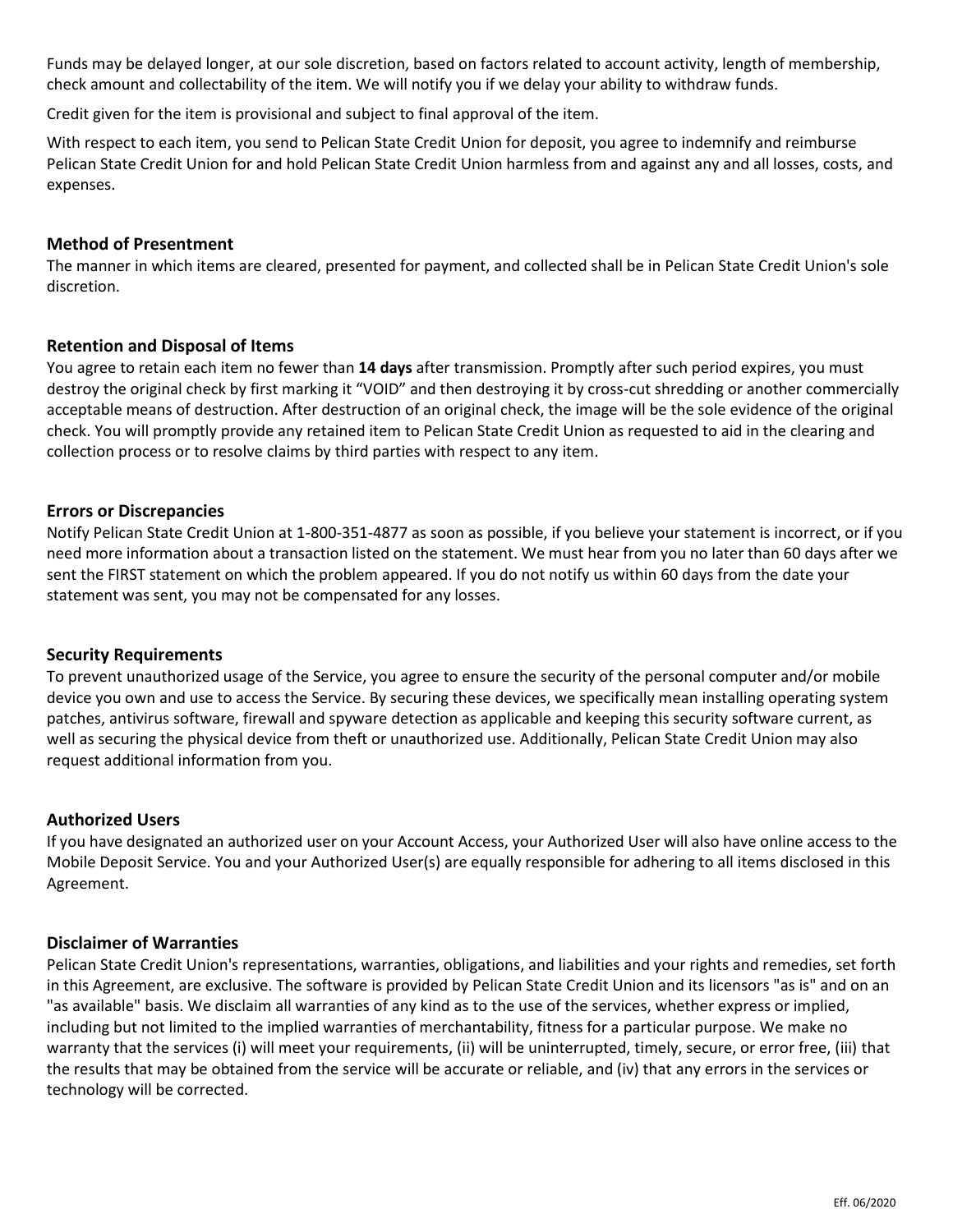Funds may be delayed longer, at our sole discretion, based on factors related to account activity, length of membership, check amount and collectability of the item. We will notify you if we delay your ability to withdraw funds.

Credit given for the item is provisional and subject to final approval of the item.

With respect to each item, you send to Pelican State Credit Union for deposit, you agree to indemnify and reimburse Pelican State Credit Union for and hold Pelican State Credit Union harmless from and against any and all losses, costs, and expenses.

### Method of Presentment

The manner in which items are cleared, presented for payment, and collected shall be in Pelican State Credit Union's sole discretion.

### Retention and Disposal of Items

You agree to retain each item no fewer than **14 days** after transmission. Promptly after such period expires, you must destroy the original check by first marking it "VOID" and then destroying it by cross-cut shredding or another commercially acceptable means of destruction. After destruction of an original check, the image will be the sole evidence of the original check. You will promptly provide any retained item to Pelican State Credit Union as requested to aid in the clearing and collection process or to resolve claims by third parties with respect to any item.

### Errors or Discrepancies

Notify Pelican State Credit Union at 1-800-351-4877 as soon as possible, if you believe your statement is incorrect, or if you need more information about a transaction listed on the statement. We must hear from you no later than 60 days after we sent the FIRST statement on which the problem appeared. If you do not notify us within 60 days from the date your statement was sent, you may not be compensated for any losses.

### Security Requirements

To prevent unauthorized usage of the Service, you agree to ensure the security of the personal computer and/or mobile device you own and use to access the Service. By securing these devices, we specifically mean installing operating system patches, antivirus software, firewall and spyware detection as applicable and keeping this security software current, as well as securing the physical device from theft or unauthorized use. Additionally, Pelican State Credit Union may also request additional information from you.

### Authorized Users

If you have designated an authorized user on your Account Access, your Authorized User will also have online access to the Mobile Deposit Service. You and your Authorized User(s) are equally responsible for adhering to all items disclosed in this Agreement.

### Disclaimer of Warranties

Pelican State Credit Union's representations, warranties, obligations, and liabilities and your rights and remedies, set forth in this Agreement, are exclusive. The software is provided by Pelican State Credit Union and its licensors "as is" and on an "as available" basis. We disclaim all warranties of any kind as to the use of the services, whether express or implied, including but not limited to the implied warranties of merchantability, fitness for a particular purpose. We make no warranty that the services (i) will meet your requirements, (ii) will be uninterrupted, timely, secure, or error free, (iii) that the results that may be obtained from the service will be accurate or reliable, and (iv) that any errors in the services or technology will be corrected.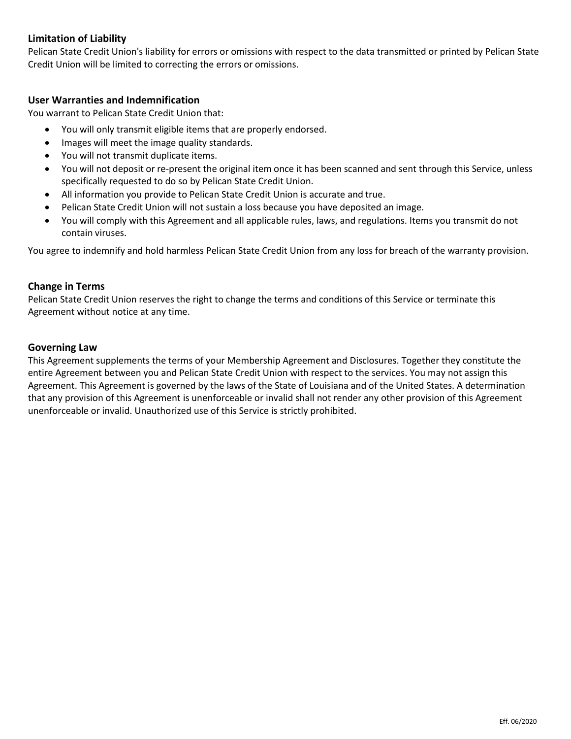### Limitation of Liability

Pelican State Credit Union's liability for errors or omissions with respect to the data transmitted or printed by Pelican State Credit Union will be limited to correcting the errors or omissions.

### User Warranties and Indemnification

You warrant to Pelican State Credit Union that:

- You will only transmit eligible items that are properly endorsed.
- Images will meet the image quality standards.
- You will not transmit duplicate items.
- You will not deposit or re-present the original item once it has been scanned and sent through this Service, unless specifically requested to do so by Pelican State Credit Union.
- All information you provide to Pelican State Credit Union is accurate and true.
- Pelican State Credit Union will not sustain a loss because you have deposited an image.
- You will comply with this Agreement and all applicable rules, laws, and regulations. Items you transmit do not contain viruses.

You agree to indemnify and hold harmless Pelican State Credit Union from any loss for breach of the warranty provision.

### Change in Terms

Pelican State Credit Union reserves the right to change the terms and conditions of this Service or terminate this Agreement without notice at any time.

### Governing Law

This Agreement supplements the terms of your Membership Agreement and Disclosures. Together they constitute the entire Agreement between you and Pelican State Credit Union with respect to the services. You may not assign this Agreement. This Agreement is governed by the laws of the State of Louisiana and of the United States. A determination that any provision of this Agreement is unenforceable or invalid shall not render any other provision of this Agreement unenforceable or invalid. Unauthorized use of this Service is strictly prohibited.

Eff. 06/2020